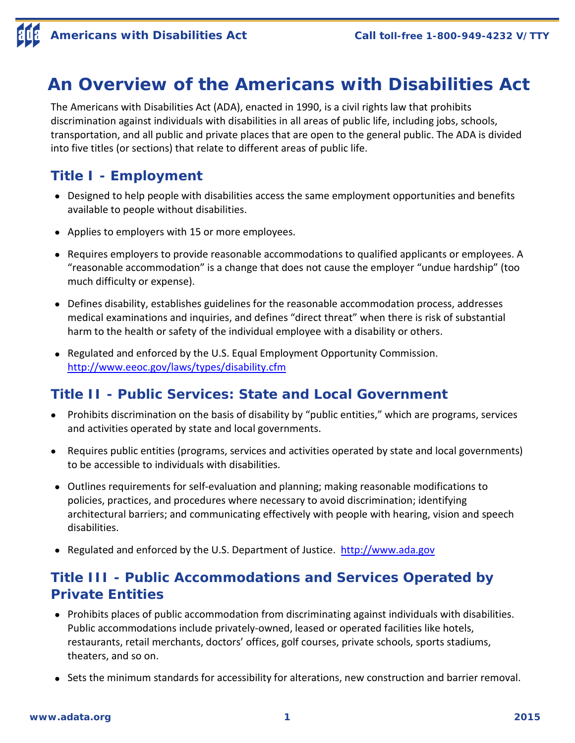# An Overview of the Americans with Disabilities Act

The Americans with Disabilities Act (ADA), enacted in 1990, is a civil rights law that prohibits discrimination against individuals with disabilities in all areas of public life, including jobs, schools, transportation, and all public and private places that are open to the general public. The ADA is divided into five titles (or sections) that relate to different areas of public life.

## Title I - Employment

- Designed to help people with disabilities access the same employment opportunities and benefits available to people without disabilities.
- Applies to employers with 15 or more employees.
- Requires employers to provide reasonable accommodations to qualified applicants or employees. A "reasonable accommodation" is a change that does not cause the employer "undue hardship" (too much difficulty or expense).
- Defines disability, establishes guidelines for the reasonable accommodation process, addresses medical examinations and inquiries, and defines "direct threat" when there is risk of substantial harm to the health or safety of the individual employee with a disability or others.
- Regulated and enforced by the U.S. Equal Employment Opportunity Commission. http://www.eeoc.gov/laws/types/disability.cfm

## Title II - Public Services: State and Local Government

- Prohibits discrimination on the basis of disability by "public entities," which are programs, services and activities operated by state and local governments.
- Requires public entities (programs, services and activities operated by state and local governments) to be accessible to individuals with disabilities.
- Outlines requirements for self-evaluation and planning; making reasonable modifications to policies, practices, and procedures where necessary to avoid discrimination; identifying architectural barriers; and communicating effectively with people with hearing, vision and speech disabilities.
- Regulated and enforced by the U.S. Department of Justice. http://www.ada.gov

## Title III - Public Accommodations and Services Operated by Private Entities

- Prohibits places of public accommodation from discriminating against individuals with disabilities. Public accommodations include privately-owned, leased or operated facilities like hotels, restaurants, retail merchants, doctors' offices, golf courses, private schools, sports stadiums, theaters, and so on.
- Sets the minimum standards for accessibility for alterations, new construction and barrier removal.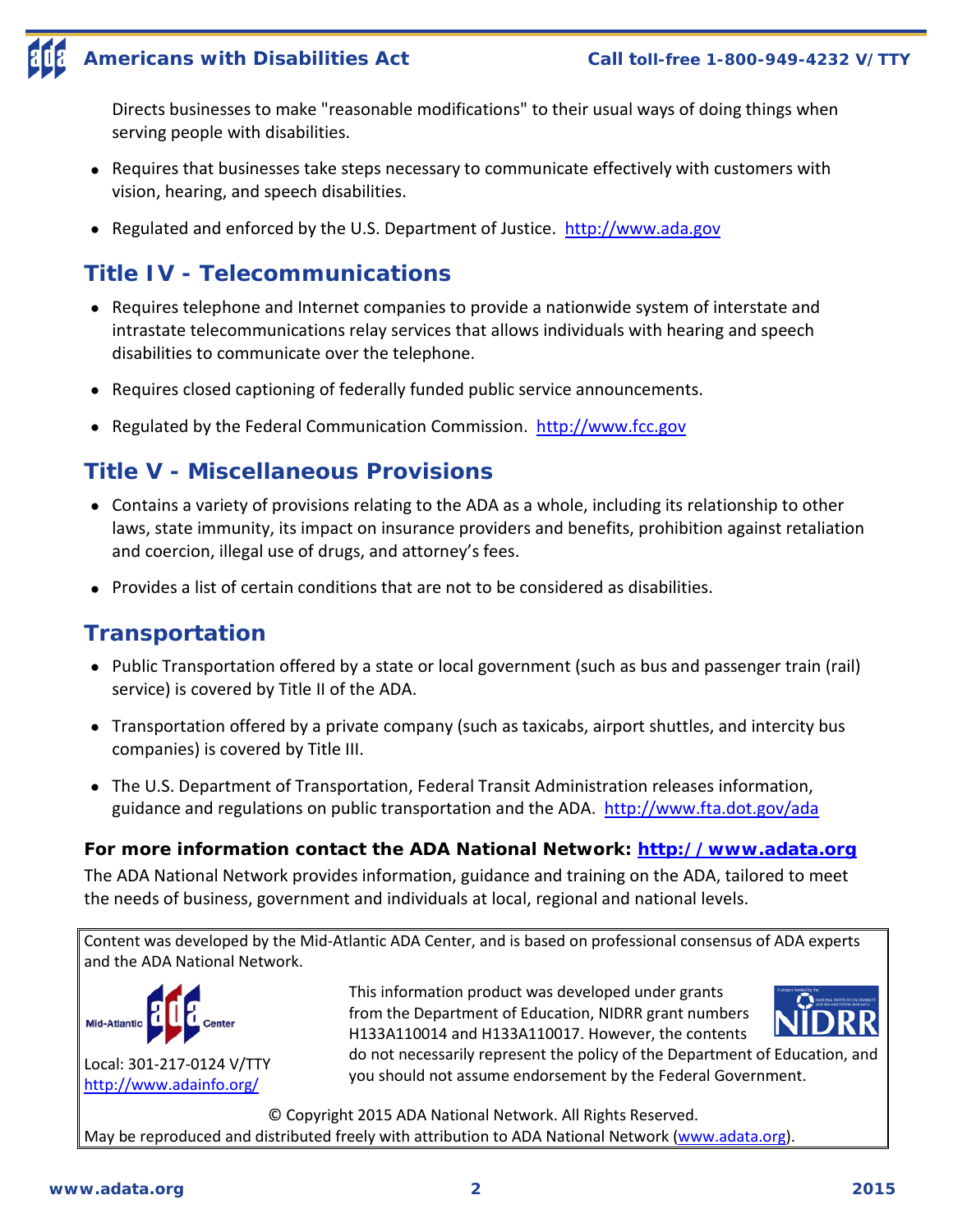Directs businesses to make "reasonable modifications" to their usual ways of doing things when serving people with disabilities.

- Requires that businesses take steps necessary to communicate effectively with customers with vision, hearing, and speech disabilities.
- Regulated and enforced by the U.S. Department of Justice. http://www.ada.gov

## Title IV - Telecommunications

- Requires telephone and Internet companies to provide a nationwide system of interstate and intrastate telecommunications relay services that allows individuals with hearing and speech disabilities to communicate over the telephone.
- Requires closed captioning of federally funded public service announcements.
- Regulated by the Federal Communication Commission. http://www.fcc.gov

## Title V - Miscellaneous Provisions

- Contains a variety of provisions relating to the ADA as a whole, including its relationship to other laws, state immunity, its impact on insurance providers and benefits, prohibition against retaliation and coercion, illegal use of drugs, and attorney's fees.
- Provides a list of certain conditions that are not to be considered as disabilities.

## Transportation

- Public Transportation offered by a state or local government (such as bus and passenger train (rail) service) is covered by Title II of the ADA.
- Transportation offered by a private company (such as taxicabs, airport shuttles, and intercity bus companies) is covered by Title III.
- The U.S. Department of Transportation, Federal Transit Administration releases information, guidance and regulations on public transportation and the ADA. http://www.fta.dot.gov/ada

**For more information contact the ADA National Network: http://www.adata.org**

The ADA National Network provides information, guidance and training on the ADA, tailored to meet the needs of business, government and individuals at local, regional and national levels.

Content was developed by the Mid-Atlantic ADA Center, and is based on professional consensus of ADA experts and the ADA National Network.

Mid-Atlantic ADA Center

Local: 301-217-0124 V/TTY
http://www.adainfo.org/

This information product was developed under grants from the Department of Education, NIDRR grant numbers H133A110014 and H133A110017. However, the contents do not necessarily represent the policy of the Department of Education, and you should not assume endorsement by the Federal Government.

© Copyright 2015 ADA National Network. All Rights Reserved.
May be reproduced and distributed freely with attribution to ADA National Network (www.adata.org).